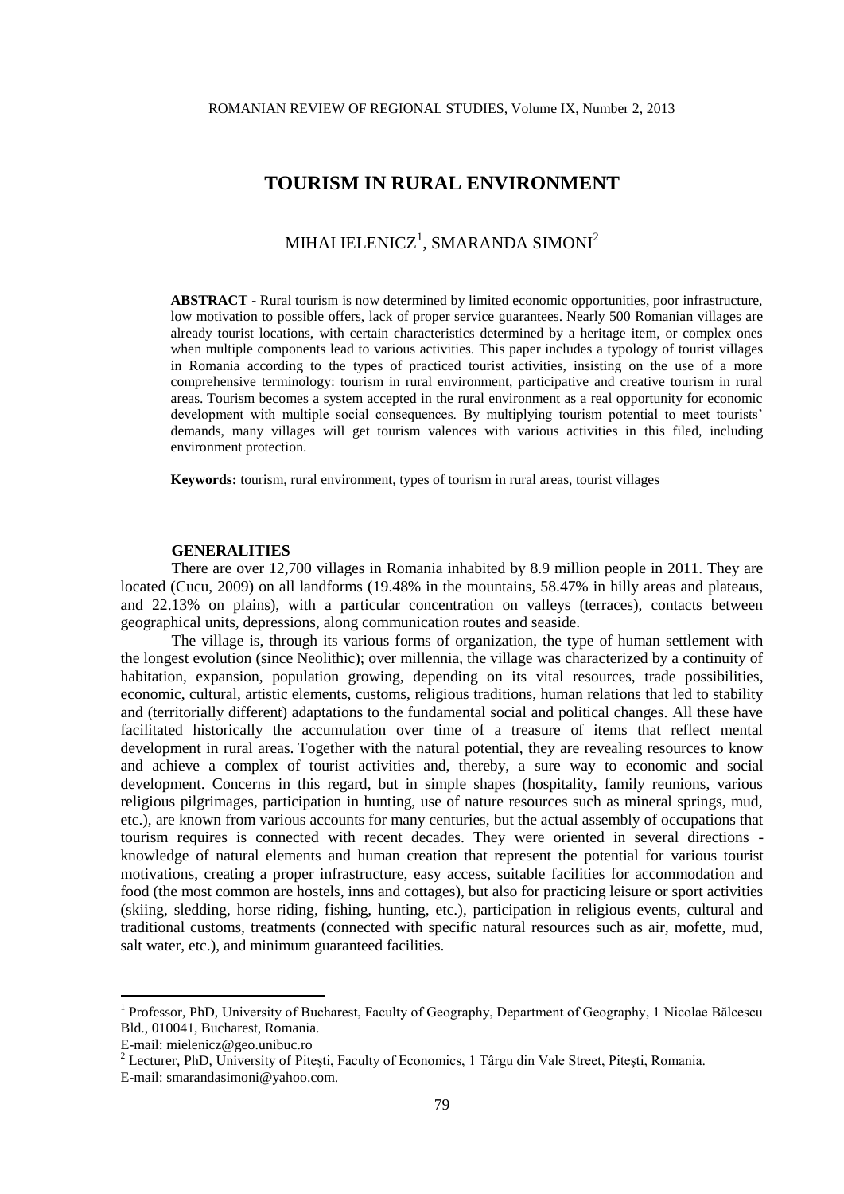# TOURISM IN RURAL ENVIRONMENT

MIHAI IELENICZ[1], SMARANDA SIMONI[2]

**ABSTRACT** - Rural tourism is now determined by limited economic opportunities, poor infrastructure, low motivation to possible offers, lack of proper service guarantees. Nearly 500 Romanian villages are already tourist locations, with certain characteristics determined by a heritage item, or complex ones when multiple components lead to various activities. This paper includes a typology of tourist villages in Romania according to the types of practiced tourist activities, insisting on the use of a more comprehensive terminology: tourism in rural environment, participative and creative tourism in rural areas. Tourism becomes a system accepted in the rural environment as a real opportunity for economic development with multiple social consequences. By multiplying tourism potential to meet tourists' demands, many villages will get tourism valences with various activities in this filed, including environment protection.

**Keywords:** tourism, rural environment, types of tourism in rural areas, tourist villages

## GENERALITIES

There are over 12,700 villages in Romania inhabited by 8.9 million people in 2011. They are located (Cucu, 2009) on all landforms (19.48% in the mountains, 58.47% in hilly areas and plateaus, and 22.13% on plains), with a particular concentration on valleys (terraces), contacts between geographical units, depressions, along communication routes and seaside.

The village is, through its various forms of organization, the type of human settlement with the longest evolution (since Neolithic); over millennia, the village was characterized by a continuity of habitation, expansion, population growing, depending on its vital resources, trade possibilities, economic, cultural, artistic elements, customs, religious traditions, human relations that led to stability and (territorially different) adaptations to the fundamental social and political changes. All these have facilitated historically the accumulation over time of a treasure of items that reflect mental development in rural areas. Together with the natural potential, they are revealing resources to know and achieve a complex of tourist activities and, thereby, a sure way to economic and social development. Concerns in this regard, but in simple shapes (hospitality, family reunions, various religious pilgrimages, participation in hunting, use of nature resources such as mineral springs, mud, etc.), are known from various accounts for many centuries, but the actual assembly of occupations that tourism requires is connected with recent decades. They were oriented in several directions - knowledge of natural elements and human creation that represent the potential for various tourist motivations, creating a proper infrastructure, easy access, suitable facilities for accommodation and food (the most common are hostels, inns and cottages), but also for practicing leisure or sport activities (skiing, sledding, horse riding, fishing, hunting, etc.), participation in religious events, cultural and traditional customs, treatments (connected with specific natural resources such as air, mofette, mud, salt water, etc.), and minimum guaranteed facilities.

---

[1] Professor, PhD, University of Bucharest, Faculty of Geography, Department of Geography, 1 Nicolae Bălcescu Bld., 010041, Bucharest, Romania.
E-mail: mielenicz@geo.unibuc.ro

[2] Lecturer, PhD, University of Pitești, Faculty of Economics, 1 Târgu din Vale Street, Pitești, Romania.
E-mail: smarandasimoni@yahoo.com.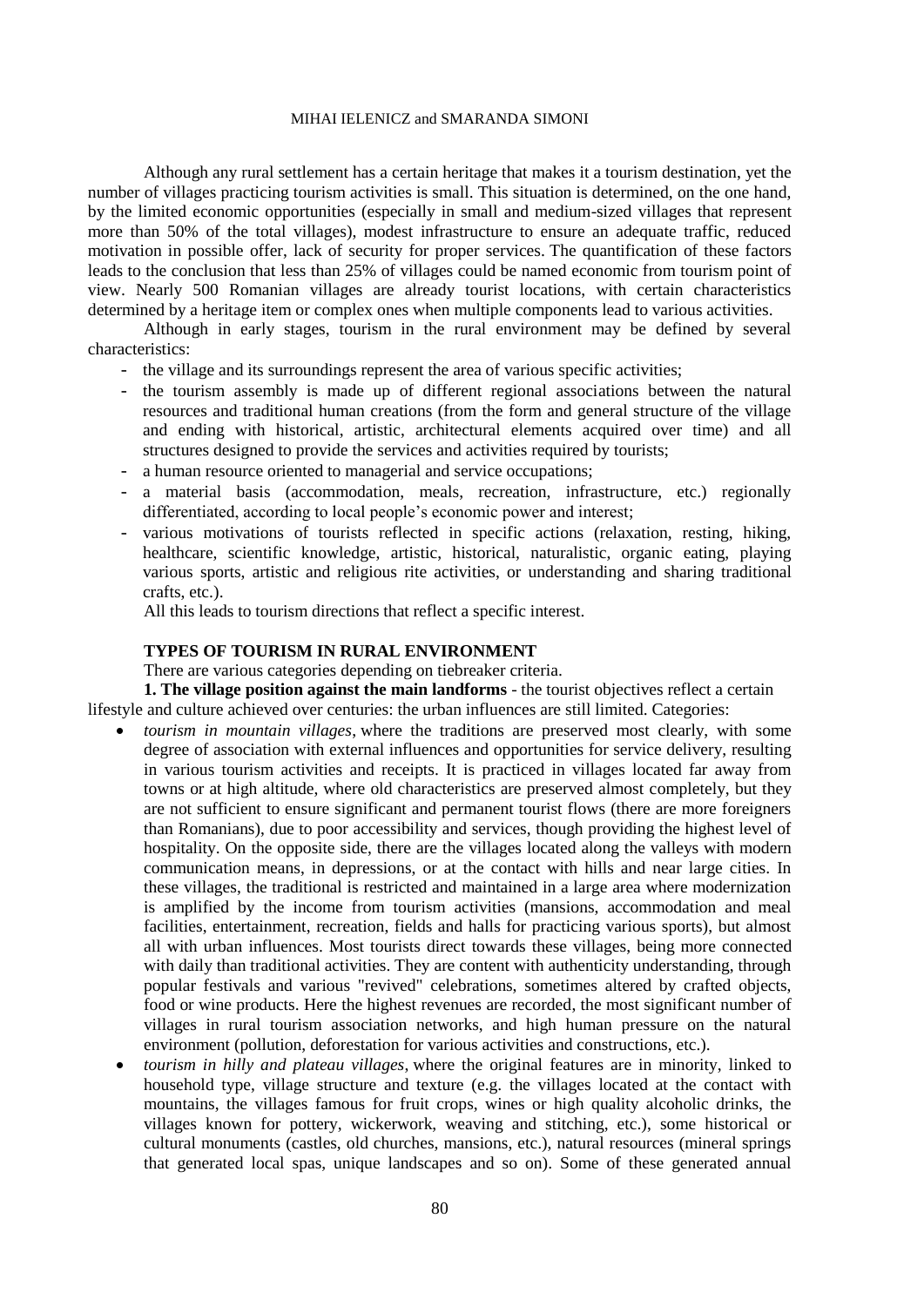Although any rural settlement has a certain heritage that makes it a tourism destination, yet the number of villages practicing tourism activities is small. This situation is determined, on the one hand, by the limited economic opportunities (especially in small and medium-sized villages that represent more than 50% of the total villages), modest infrastructure to ensure an adequate traffic, reduced motivation in possible offer, lack of security for proper services. The quantification of these factors leads to the conclusion that less than 25% of villages could be named economic from tourism point of view. Nearly 500 Romanian villages are already tourist locations, with certain characteristics determined by a heritage item or complex ones when multiple components lead to various activities.

Although in early stages, tourism in the rural environment may be defined by several characteristics:

- the village and its surroundings represent the area of various specific activities;
- the tourism assembly is made up of different regional associations between the natural resources and traditional human creations (from the form and general structure of the village and ending with historical, artistic, architectural elements acquired over time) and all structures designed to provide the services and activities required by tourists;
- a human resource oriented to managerial and service occupations;
- a material basis (accommodation, meals, recreation, infrastructure, etc.) regionally differentiated, according to local people's economic power and interest;
- various motivations of tourists reflected in specific actions (relaxation, resting, hiking, healthcare, scientific knowledge, artistic, historical, naturalistic, organic eating, playing various sports, artistic and religious rite activities, or understanding and sharing traditional crafts, etc.).

All this leads to tourism directions that reflect a specific interest.

## TYPES OF TOURISM IN RURAL ENVIRONMENT

There are various categories depending on tiebreaker criteria.

**1. The village position against the main landforms** - the tourist objectives reflect a certain lifestyle and culture achieved over centuries: the urban influences are still limited. Categories:

- *tourism in mountain villages*, where the traditions are preserved most clearly, with some degree of association with external influences and opportunities for service delivery, resulting in various tourism activities and receipts. It is practiced in villages located far away from towns or at high altitude, where old characteristics are preserved almost completely, but they are not sufficient to ensure significant and permanent tourist flows (there are more foreigners than Romanians), due to poor accessibility and services, though providing the highest level of hospitality. On the opposite side, there are the villages located along the valleys with modern communication means, in depressions, or at the contact with hills and near large cities. In these villages, the traditional is restricted and maintained in a large area where modernization is amplified by the income from tourism activities (mansions, accommodation and meal facilities, entertainment, recreation, fields and halls for practicing various sports), but almost all with urban influences. Most tourists direct towards these villages, being more connected with daily than traditional activities. They are content with authenticity understanding, through popular festivals and various "revived" celebrations, sometimes altered by crafted objects, food or wine products. Here the highest revenues are recorded, the most significant number of villages in rural tourism association networks, and high human pressure on the natural environment (pollution, deforestation for various activities and constructions, etc.).
- *tourism in hilly and plateau villages*, where the original features are in minority, linked to household type, village structure and texture (e.g. the villages located at the contact with mountains, the villages famous for fruit crops, wines or high quality alcoholic drinks, the villages known for pottery, wickerwork, weaving and stitching, etc.), some historical or cultural monuments (castles, old churches, mansions, etc.), natural resources (mineral springs that generated local spas, unique landscapes and so on). Some of these generated annual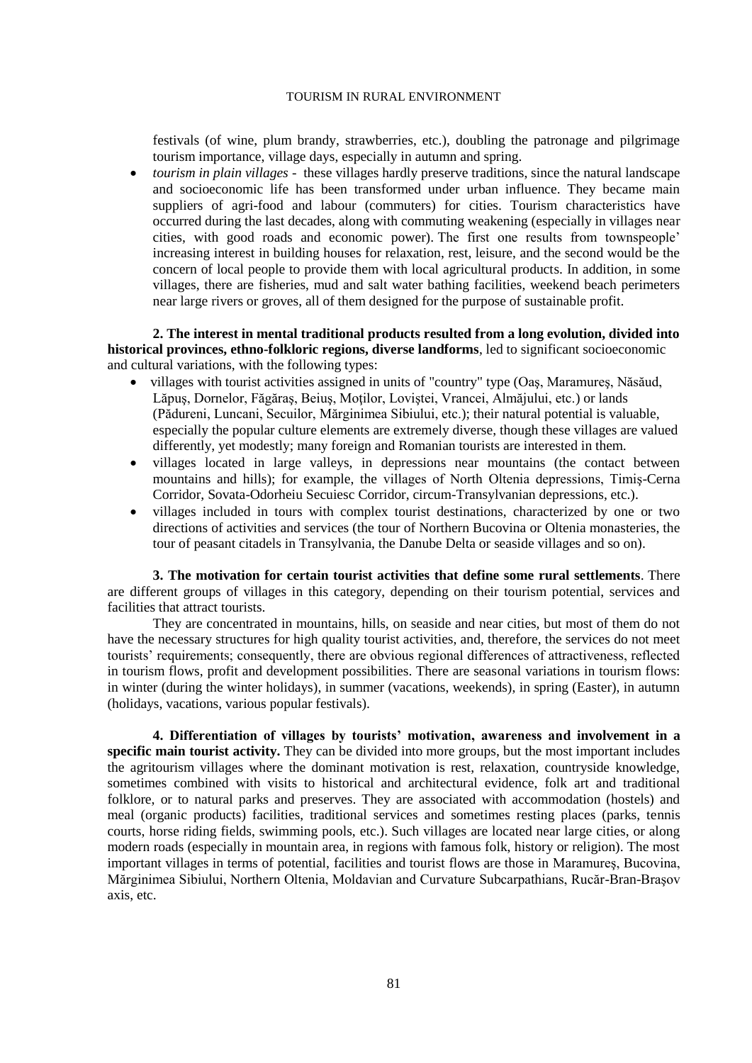festivals (of wine, plum brandy, strawberries, etc.), doubling the patronage and pilgrimage tourism importance, village days, especially in autumn and spring.

- *tourism in plain villages* - these villages hardly preserve traditions, since the natural landscape and socioeconomic life has been transformed under urban influence. They became main suppliers of agri-food and labour (commuters) for cities. Tourism characteristics have occurred during the last decades, along with commuting weakening (especially in villages near cities, with good roads and economic power). The first one results from townspeople' increasing interest in building houses for relaxation, rest, leisure, and the second would be the concern of local people to provide them with local agricultural products. In addition, in some villages, there are fisheries, mud and salt water bathing facilities, weekend beach perimeters near large rivers or groves, all of them designed for the purpose of sustainable profit.

**2. The interest in mental traditional products resulted from a long evolution, divided into historical provinces, ethno-folkloric regions, diverse landforms**, led to significant socioeconomic and cultural variations, with the following types:

- villages with tourist activities assigned in units of "country" type (Oaş, Maramureş, Năsăud, Lăpuş, Dornelor, Făgăraş, Beiuş, Moţilor, Loviştei, Vrancei, Almăjului, etc.) or lands (Pădureni, Luncani, Secuilor, Mărginimea Sibiului, etc.); their natural potential is valuable, especially the popular culture elements are extremely diverse, though these villages are valued differently, yet modestly; many foreign and Romanian tourists are interested in them.
- villages located in large valleys, in depressions near mountains (the contact between mountains and hills); for example, the villages of North Oltenia depressions, Timiş-Cerna Corridor, Sovata-Odorheiu Secuiesc Corridor, circum-Transylvanian depressions, etc.).
- villages included in tours with complex tourist destinations, characterized by one or two directions of activities and services (the tour of Northern Bucovina or Oltenia monasteries, the tour of peasant citadels in Transylvania, the Danube Delta or seaside villages and so on).

**3. The motivation for certain tourist activities that define some rural settlements**. There are different groups of villages in this category, depending on their tourism potential, services and facilities that attract tourists.

They are concentrated in mountains, hills, on seaside and near cities, but most of them do not have the necessary structures for high quality tourist activities, and, therefore, the services do not meet tourists' requirements; consequently, there are obvious regional differences of attractiveness, reflected in tourism flows, profit and development possibilities. There are seasonal variations in tourism flows: in winter (during the winter holidays), in summer (vacations, weekends), in spring (Easter), in autumn (holidays, vacations, various popular festivals).

**4. Differentiation of villages by tourists' motivation, awareness and involvement in a specific main tourist activity.** They can be divided into more groups, but the most important includes the agritourism villages where the dominant motivation is rest, relaxation, countryside knowledge, sometimes combined with visits to historical and architectural evidence, folk art and traditional folklore, or to natural parks and preserves. They are associated with accommodation (hostels) and meal (organic products) facilities, traditional services and sometimes resting places (parks, tennis courts, horse riding fields, swimming pools, etc.). Such villages are located near large cities, or along modern roads (especially in mountain area, in regions with famous folk, history or religion). The most important villages in terms of potential, facilities and tourist flows are those in Maramureş, Bucovina, Mărginimea Sibiului, Northern Oltenia, Moldavian and Curvature Subcarpathians, Rucăr-Bran-Braşov axis, etc.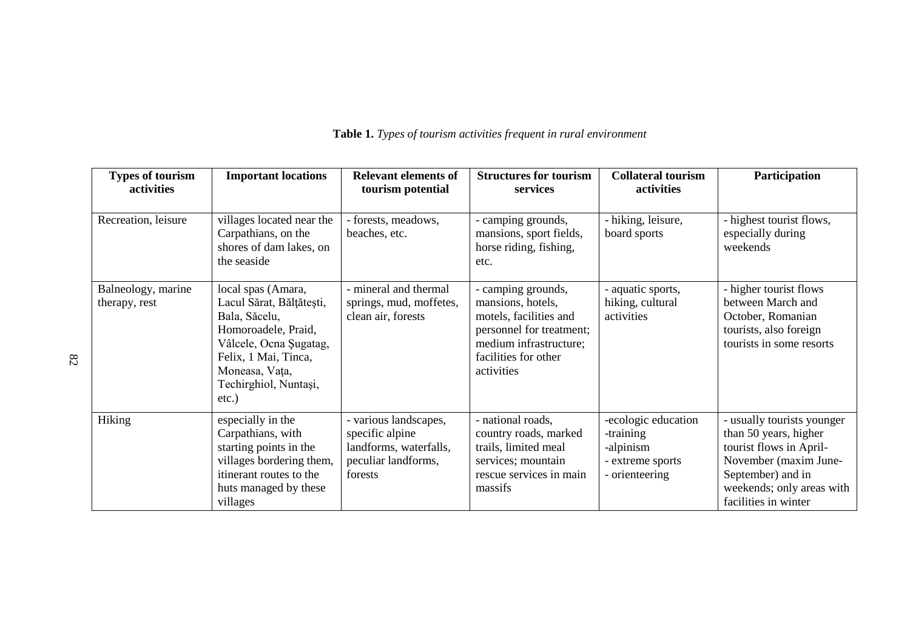**Table 1.** *Types of tourism activities frequent in rural environment*

| Types of tourism activities | Important locations | Relevant elements of tourism potential | Structures for tourism services | Collateral tourism activities | Participation |
|---|---|---|---|---|---|
| Recreation, leisure | villages located near the Carpathians, on the shores of dam lakes, on the seaside | - forests, meadows, beaches, etc. | - camping grounds, mansions, sport fields, horse riding, fishing, etc. | - hiking, leisure, board sports | - highest tourist flows, especially during weekends |
| Balneology, marine therapy, rest | local spas (Amara, Lacul Sărat, Bălţăteşti, Bala, Săcelu, Homoroadele, Praid, Vâlcele, Ocna Şugatag, Felix, 1 Mai, Tinca, Moneasa, Vaţa, Techirghiol, Nuntaşi, etc.) | - mineral and thermal springs, mud, moffetes, clean air, forests | - camping grounds, mansions, hotels, motels, facilities and personnel for treatment; medium infrastructure; facilities for other activities | - aquatic sports, hiking, cultural activities | - higher tourist flows between March and October, Romanian tourists, also foreign tourists in some resorts |
| Hiking | especially in the Carpathians, with starting points in the villages bordering them, itinerant routes to the huts managed by these villages | - various landscapes, specific alpine landforms, waterfalls, peculiar landforms, forests | - national roads, country roads, marked trails, limited meal services; mountain rescue services in main massifs | -ecologic education -training -alpinism - extreme sports - orienteering | - usually tourists younger than 50 years, higher tourist flows in April-November (maxim June-September) and in weekends; only areas with facilities in winter |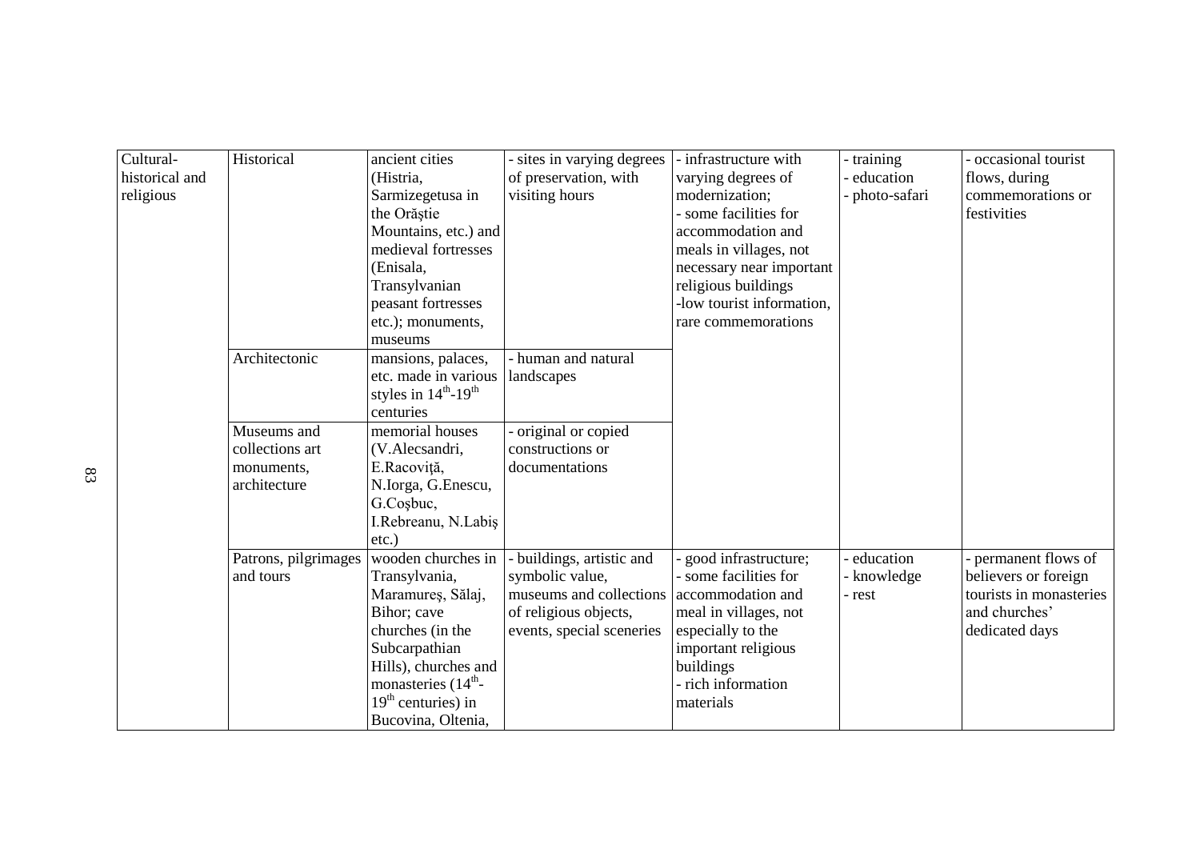| Cultural-historical and religious | Historical | ancient cities (Histria, Sarmizegetusa in the Orăştie Mountains, etc.) and medieval fortresses (Enisala, Transylvanian peasant fortresses etc.); monuments, museums | - sites in varying degrees of preservation, with visiting hours | - infrastructure with varying degrees of modernization; - some facilities for accommodation and meals in villages, not necessary near important religious buildings -low tourist information, rare commemorations | - training - education - photo-safari | - occasional tourist flows, during commemorations or festivities |
|---|---|---|---|---|---|---|
| | Architectonic | mansions, palaces, etc. made in various styles in $14^{th}$-$19^{th}$ centuries | - human and natural landscapes | | | |
| | Museums and collections art monuments, architecture | memorial houses (V.Alecsandri, E.Racoviţă, N.Iorga, G.Enescu, G.Coşbuc, I.Rebreanu, N.Labiş etc.) | - original or copied constructions or documentations | | | |
| | Patrons, pilgrimages and tours | wooden churches in Transylvania, Maramureş, Sălaj, Bihor; cave churches (in the Subcarpathian Hills), churches and monasteries ($14^{th}$-$19^{th}$ centuries) in Bucovina, Oltenia, | - buildings, artistic and symbolic value, museums and collections of religious objects, events, special sceneries | - good infrastructure; - some facilities for accommodation and meal in villages, not especially to the important religious buildings - rich information materials | - education - knowledge - rest | - permanent flows of believers or foreign tourists in monasteries and churches' dedicated days |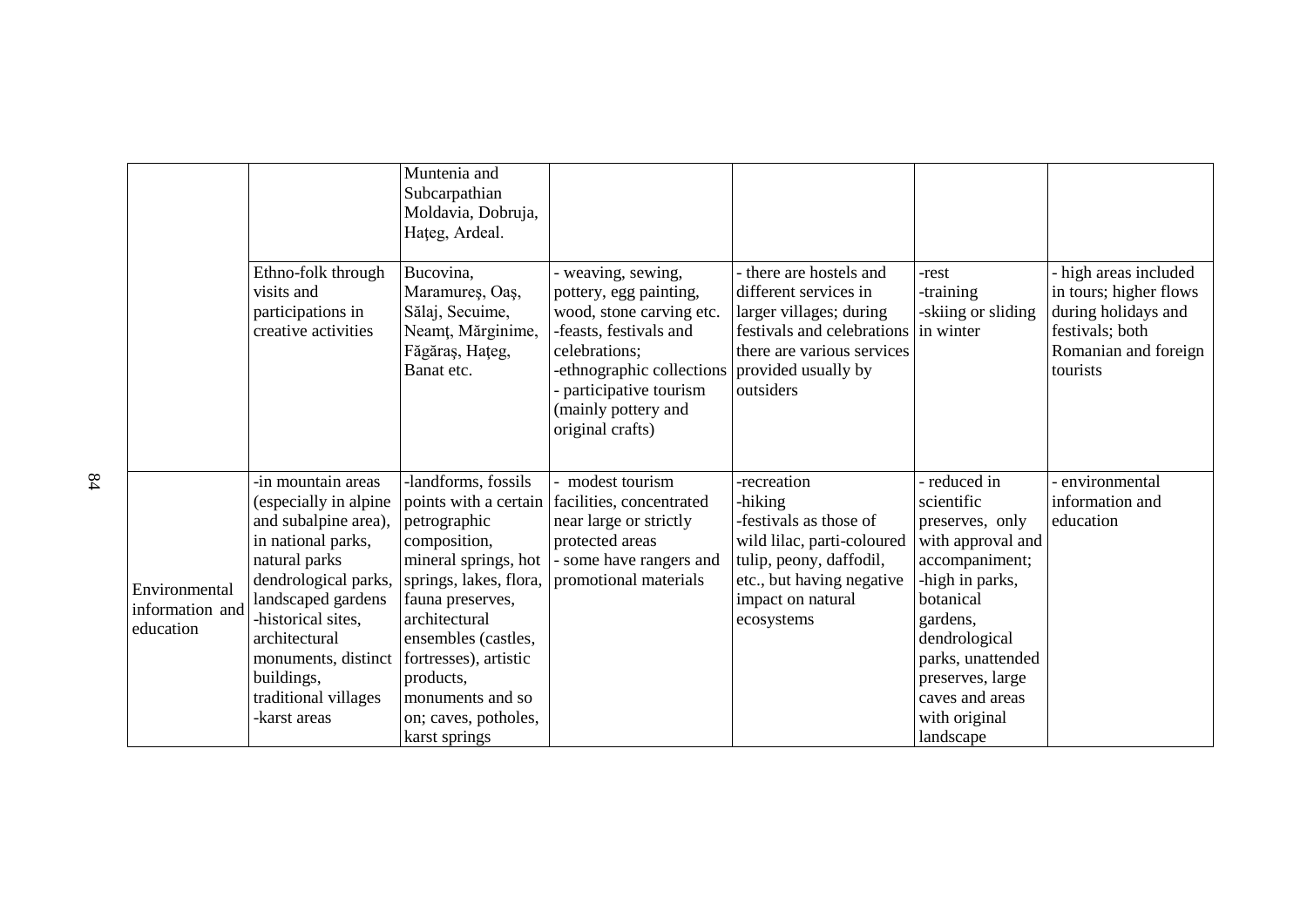| | | | | | | |
|---|---|---|---|---|---|---|
| | | Muntenia and Subcarpathian Moldavia, Dobruja, Haţeg, Ardeal. | | | | |
| | Ethno-folk through visits and participations in creative activities | Bucovina, Maramureş, Oaş, Sălaj, Secuime, Neamţ, Mărginime, Făgăraş, Haţeg, Banat etc. | - weaving, sewing, pottery, egg painting, wood, stone carving etc. -feasts, festivals and celebrations; -ethnographic collections - participative tourism (mainly pottery and original crafts) | - there are hostels and different services in larger villages; during festivals and celebrations there are various services provided usually by outsiders | -rest -training -skiing or sliding in winter | - high areas included in tours; higher flows during holidays and festivals; both Romanian and foreign tourists |
| Environmental information and education | -in mountain areas (especially in alpine and subalpine area), in national parks, natural parks dendrological parks, landscaped gardens -historical sites, architectural monuments, distinct buildings, traditional villages -karst areas | -landforms, fossils points with a certain petrographic composition, mineral springs, hot springs, lakes, flora, fauna preserves, architectural ensembles (castles, fortresses), artistic products, monuments and so on; caves, potholes, karst springs | - modest tourism facilities, concentrated near large or strictly protected areas - some have rangers and promotional materials | -recreation -hiking -festivals as those of wild lilac, parti-coloured tulip, peony, daffodil, etc., but having negative impact on natural ecosystems | - reduced in scientific preserves, only with approval and accompaniment; -high in parks, botanical gardens, dendrological parks, unattended preserves, large caves and areas with original landscape | - environmental information and education |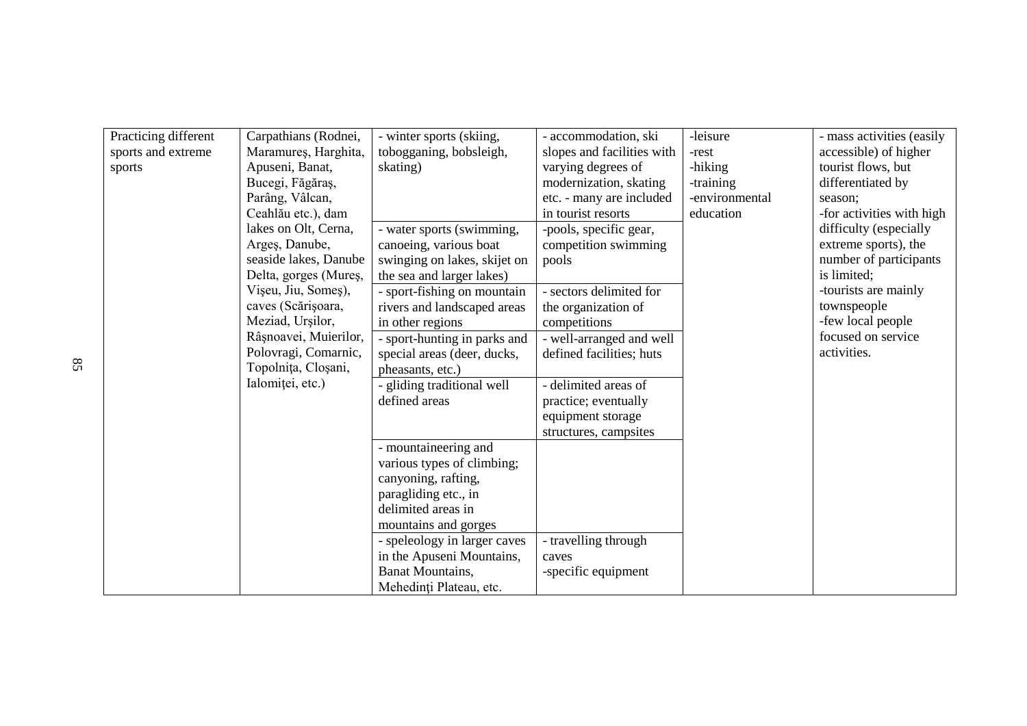| | | | | | |
|---|---|---|---|---|---|
| Practicing different sports and extreme sports | Carpathians (Rodnei, Maramureş, Harghita, Apuseni, Banat, Bucegi, Făgăraş, Parâng, Vâlcan, Ceahlău etc.), dam lakes on Olt, Cerna, Argeş, Danube, seaside lakes, Danube Delta, gorges (Mureş, Vişeu, Jiu, Someş), caves (Scărișoara, Meziad, Urșilor, Râșnoavei, Muierilor, Polovragi, Comarnic, Topolnița, Cloșani, Ialomiței, etc.) | - winter sports (skiing, tobogganing, bobsleigh, skating) | - accommodation, ski slopes and facilities with varying degrees of modernization, skating etc. - many are included in tourist resorts | -leisure<br>-rest<br>-hiking<br>-training<br>-environmental education | - mass activities (easily accessible) of higher tourist flows, but differentiated by season;<br>-for activities with high difficulty (especially extreme sports), the number of participants is limited;<br>-tourists are mainly townspeople<br>-few local people focused on service activities. |
| | | - water sports (swimming, canoeing, various boat swinging on lakes, skijet on the sea and larger lakes) | -pools, specific gear, competition swimming pools | | |
| | | - sport-fishing on mountain rivers and landscaped areas in other regions | - sectors delimited for the organization of competitions | | |
| | | - sport-hunting in parks and special areas (deer, ducks, pheasants, etc.) | - well-arranged and well defined facilities; huts | | |
| | | - gliding traditional well defined areas | - delimited areas of practice; eventually equipment storage structures, campsites | | |
| | | - mountaineering and various types of climbing; canyoning, rafting, paragliding etc., in delimited areas in mountains and gorges | | | |
| | | - speleology in larger caves in the Apuseni Mountains, Banat Mountains, Mehedinți Plateau, etc. | - travelling through caves<br>-specific equipment | | |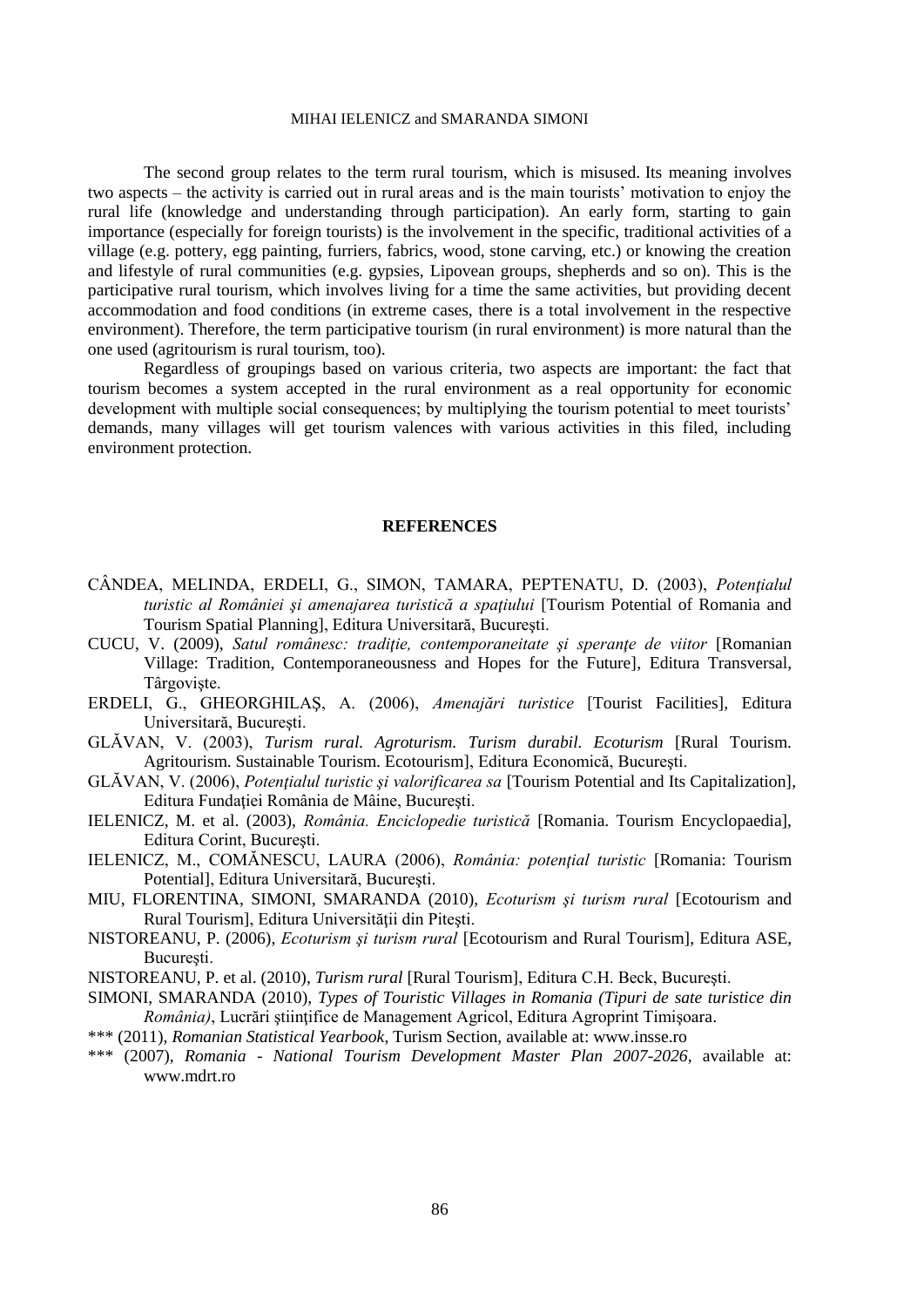The second group relates to the term rural tourism, which is misused. Its meaning involves two aspects – the activity is carried out in rural areas and is the main tourists' motivation to enjoy the rural life (knowledge and understanding through participation). An early form, starting to gain importance (especially for foreign tourists) is the involvement in the specific, traditional activities of a village (e.g. pottery, egg painting, furriers, fabrics, wood, stone carving, etc.) or knowing the creation and lifestyle of rural communities (e.g. gypsies, Lipovean groups, shepherds and so on). This is the participative rural tourism, which involves living for a time the same activities, but providing decent accommodation and food conditions (in extreme cases, there is a total involvement in the respective environment). Therefore, the term participative tourism (in rural environment) is more natural than the one used (agritourism is rural tourism, too).

Regardless of groupings based on various criteria, two aspects are important: the fact that tourism becomes a system accepted in the rural environment as a real opportunity for economic development with multiple social consequences; by multiplying the tourism potential to meet tourists' demands, many villages will get tourism valences with various activities in this filed, including environment protection.

## REFERENCES

CÂNDEA, MELINDA, ERDELI, G., SIMON, TAMARA, PEPTENATU, D. (2003), *Potenţialul turistic al României şi amenajarea turistică a spaţiului* [Tourism Potential of Romania and Tourism Spatial Planning], Editura Universitară, Bucureşti.

CUCU, V. (2009), *Satul românesc: tradiţie, contemporaneitate şi speranţe de viitor* [Romanian Village: Tradition, Contemporaneousness and Hopes for the Future], Editura Transversal, Târgovişte.

ERDELI, G., GHEORGHILAŞ, A. (2006), *Amenajări turistice* [Tourist Facilities], Editura Universitară, Bucureşti.

GLĂVAN, V. (2003), *Turism rural. Agroturism. Turism durabil. Ecoturism* [Rural Tourism. Agritourism. Sustainable Tourism. Ecotourism], Editura Economică, Bucureşti.

GLĂVAN, V. (2006), *Potenţialul turistic şi valorificarea sa* [Tourism Potential and Its Capitalization], Editura Fundaţiei România de Mâine, Bucureşti.

IELENICZ, M. et al. (2003), *România. Enciclopedie turistică* [Romania. Tourism Encyclopaedia], Editura Corint, Bucureşti.

IELENICZ, M., COMĂNESCU, LAURA (2006), *România: potenţial turistic* [Romania: Tourism Potential], Editura Universitară, Bucureşti.

MIU, FLORENTINA, SIMONI, SMARANDA (2010), *Ecoturism şi turism rural* [Ecotourism and Rural Tourism], Editura Universităţii din Piteşti.

NISTOREANU, P. (2006), *Ecoturism şi turism rural* [Ecotourism and Rural Tourism], Editura ASE, Bucureşti.

NISTOREANU, P. et al. (2010), *Turism rural* [Rural Tourism], Editura C.H. Beck, Bucureşti.

SIMONI, SMARANDA (2010), *Types of Touristic Villages in Romania (Tipuri de sate turistice din România)*, Lucrări ştiinţifice de Management Agricol, Editura Agroprint Timişoara.

\*\*\* (2011), *Romanian Statistical Yearbook*, Turism Section, available at: www.insse.ro

\*\*\* (2007), *Romania - National Tourism Development Master Plan 2007-2026*, available at: www.mdrt.ro